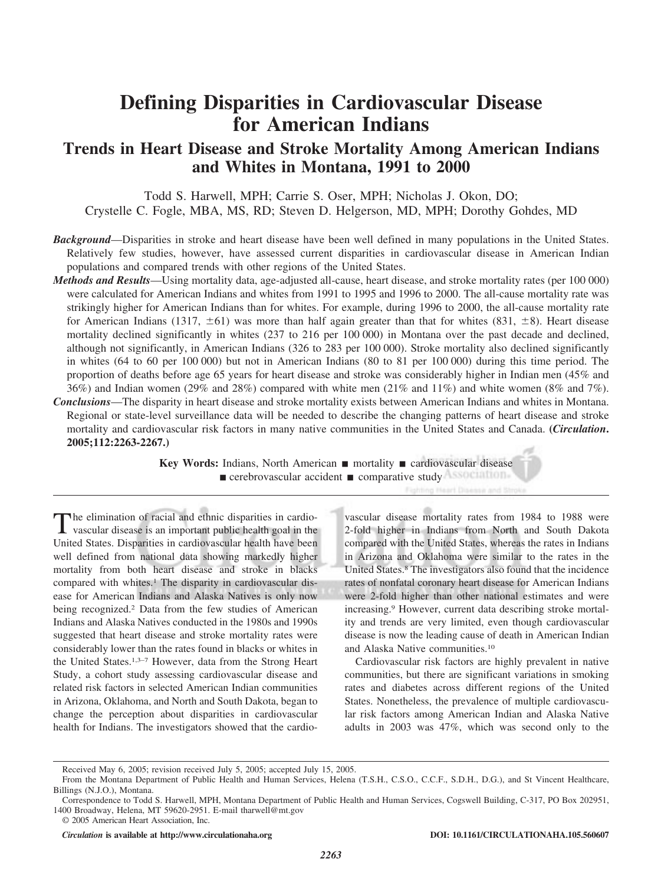# Defining Disparities in Cardiovascular Disease for American Indians

## Trends in Heart Disease and Stroke Mortality Among American Indians and Whites in Montana, 1991 to 2000

Todd S. Harwell, MPH; Carrie S. Oser, MPH; Nicholas J. Okon, DO; Crystelle C. Fogle, MBA, MS, RD; Steven D. Helgerson, MD, MPH; Dorothy Gohdes, MD

***Background*****—**Disparities in stroke and heart disease have been well defined in many populations in the United States. Relatively few studies, however, have assessed current disparities in cardiovascular disease in American Indian populations and compared trends with other regions of the United States.

***Methods and Results*****—**Using mortality data, age-adjusted all-cause, heart disease, and stroke mortality rates (per 100 000) were calculated for American Indians and whites from 1991 to 1995 and 1996 to 2000. The all-cause mortality rate was strikingly higher for American Indians than for whites. For example, during 1996 to 2000, the all-cause mortality rate for American Indians (1317, ±61) was more than half again greater than that for whites (831, ±8). Heart disease mortality declined significantly in whites (237 to 216 per 100 000) in Montana over the past decade and declined, although not significantly, in American Indians (326 to 283 per 100 000). Stroke mortality also declined significantly in whites (64 to 60 per 100 000) but not in American Indians (80 to 81 per 100 000) during this time period. The proportion of deaths before age 65 years for heart disease and stroke was considerably higher in Indian men (45% and 36%) and Indian women (29% and 28%) compared with white men (21% and 11%) and white women (8% and 7%).

***Conclusions*****—**The disparity in heart disease and stroke mortality exists between American Indians and whites in Montana. Regional or state-level surveillance data will be needed to describe the changing patterns of heart disease and stroke mortality and cardiovascular risk factors in many native communities in the United States and Canada. **(*Circulation*. 2005;112:2263-2267.)**

**Key Words:** Indians, North American ■ mortality ■ cardiovascular disease ■ cerebrovascular accident ■ comparative study

The elimination of racial and ethnic disparities in cardiovascular disease is an important public health goal in the United States. Disparities in cardiovascular health have been well defined from national data showing markedly higher mortality from both heart disease and stroke in blacks compared with whites.[1] The disparity in cardiovascular disease for American Indians and Alaska Natives is only now being recognized.[2] Data from the few studies of American Indians and Alaska Natives conducted in the 1980s and 1990s suggested that heart disease and stroke mortality rates were considerably lower than the rates found in blacks or whites in the United States.[1,3–7] However, data from the Strong Heart Study, a cohort study assessing cardiovascular disease and related risk factors in selected American Indian communities in Arizona, Oklahoma, and North and South Dakota, began to change the perception about disparities in cardiovascular health for Indians. The investigators showed that the cardiovascular disease mortality rates from 1984 to 1988 were 2-fold higher in Indians from North and South Dakota compared with the United States, whereas the rates in Indians in Arizona and Oklahoma were similar to the rates in the United States.[8] The investigators also found that the incidence rates of nonfatal coronary heart disease for American Indians were 2-fold higher than other national estimates and were increasing.[9] However, current data describing stroke mortality and trends are very limited, even though cardiovascular disease is now the leading cause of death in American Indian and Alaska Native communities.[10]

Cardiovascular risk factors are highly prevalent in native communities, but there are significant variations in smoking rates and diabetes across different regions of the United States. Nonetheless, the prevalence of multiple cardiovascular risk factors among American Indian and Alaska Native adults in 2003 was 47%, which was second only to the

Received May 6, 2005; revision received July 5, 2005; accepted July 15, 2005.

From the Montana Department of Public Health and Human Services, Helena (T.S.H., C.S.O., C.C.F., S.D.H., D.G.), and St Vincent Healthcare, Billings (N.J.O.), Montana.

Correspondence to Todd S. Harwell, MPH, Montana Department of Public Health and Human Services, Cogswell Building, C-317, PO Box 202951, 1400 Broadway, Helena, MT 59620-2951. E-mail tharwell@mt.gov

© 2005 American Heart Association, Inc.

*Circulation* **is available at http://www.circulationaha.org** DOI: 10.1161/CIRCULATIONAHA.105.560607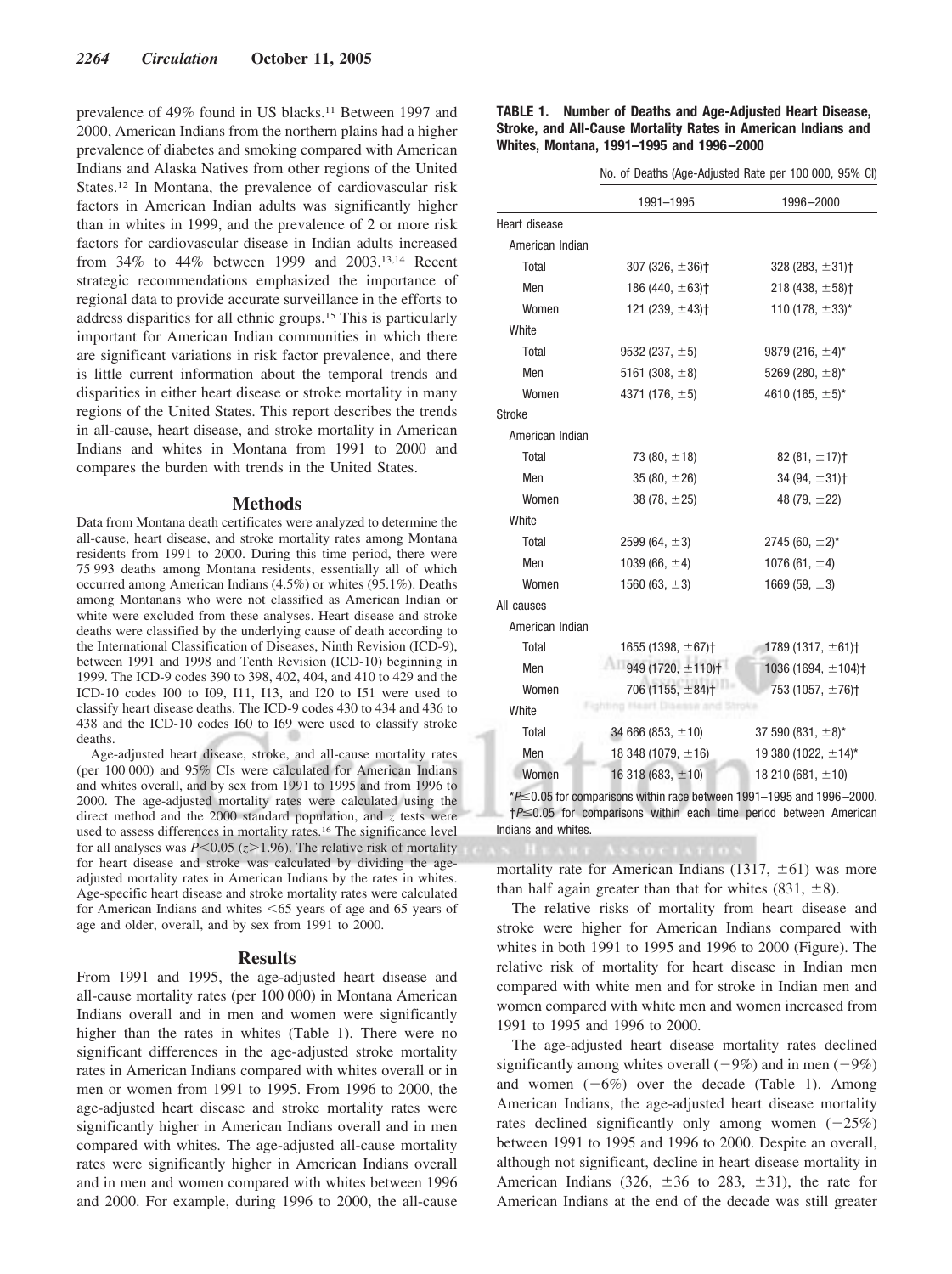prevalence of 49% found in US blacks.[11] Between 1997 and 2000, American Indians from the northern plains had a higher prevalence of diabetes and smoking compared with American Indians and Alaska Natives from other regions of the United States.[12] In Montana, the prevalence of cardiovascular risk factors in American Indian adults was significantly higher than in whites in 1999, and the prevalence of 2 or more risk factors for cardiovascular disease in Indian adults increased from 34% to 44% between 1999 and 2003.[13,14] Recent strategic recommendations emphasized the importance of regional data to provide accurate surveillance in the efforts to address disparities for all ethnic groups.[15] This is particularly important for American Indian communities in which there are significant variations in risk factor prevalence, and there is little current information about the temporal trends and disparities in either heart disease or stroke mortality in many regions of the United States. This report describes the trends in all-cause, heart disease, and stroke mortality in American Indians and whites in Montana from 1991 to 2000 and compares the burden with trends in the United States.

## Methods

Data from Montana death certificates were analyzed to determine the all-cause, heart disease, and stroke mortality rates among Montana residents from 1991 to 2000. During this time period, there were 75 993 deaths among Montana residents, essentially all of which occurred among American Indians (4.5%) or whites (95.1%). Deaths among Montanans who were not classified as American Indian or white were excluded from these analyses. Heart disease and stroke deaths were classified by the underlying cause of death according to the International Classification of Diseases, Ninth Revision (ICD-9), between 1991 and 1998 and Tenth Revision (ICD-10) beginning in 1999. The ICD-9 codes 390 to 398, 402, 404, and 410 to 429 and the ICD-10 codes I00 to I09, I11, I13, and I20 to I51 were used to classify heart disease deaths. The ICD-9 codes 430 to 434 and 436 to 438 and the ICD-10 codes I60 to I69 were used to classify stroke deaths.

Age-adjusted heart disease, stroke, and all-cause mortality rates (per 100 000) and 95% CIs were calculated for American Indians and whites overall, and by sex from 1991 to 1995 and from 1996 to 2000. The age-adjusted mortality rates were calculated using the direct method and the 2000 standard population, and $z$ tests were used to assess differences in mortality rates.[16] The significance level for all analyses was $P<0.05$ ($z>1.96$). The relative risk of mortality for heart disease and stroke was calculated by dividing the age-adjusted mortality rates in American Indians by the rates in whites. Age-specific heart disease and stroke mortality rates were calculated for American Indians and whites $<65$ years of age and 65 years of age and older, overall, and by sex from 1991 to 2000.

## Results

From 1991 and 1995, the age-adjusted heart disease and all-cause mortality rates (per 100 000) in Montana American Indians overall and in men and women were significantly higher than the rates in whites (Table 1). There were no significant differences in the age-adjusted stroke mortality rates in American Indians compared with whites overall or in men or women from 1991 to 1995. From 1996 to 2000, the age-adjusted heart disease and stroke mortality rates were significantly higher in American Indians overall and in men compared with whites. The age-adjusted all-cause mortality rates were significantly higher in American Indians overall and in men and women compared with whites between 1996 and 2000. For example, during 1996 to 2000, the all-cause mortality rate for American Indians (1317, ±61) was more than half again greater than that for whites (831, ±8).

**TABLE 1. Number of Deaths and Age-Adjusted Heart Disease, Stroke, and All-Cause Mortality Rates in American Indians and Whites, Montana, 1991–1995 and 1996–2000**

| | No. of Deaths (Age-Adjusted Rate per 100 000, 95% CI) | |
|---|---|---|
| | 1991–1995 | 1996–2000 |
| Heart disease | | |
| American Indian | | |
| Total | 307 (326, ±36)† | 328 (283, ±31)† |
| Men | 186 (440, ±63)† | 218 (438, ±58)† |
| Women | 121 (239, ±43)† | 110 (178, ±33)* |
| White | | |
| Total | 9532 (237, ±5) | 9879 (216, ±4)* |
| Men | 5161 (308, ±8) | 5269 (280, ±8)* |
| Women | 4371 (176, ±5) | 4610 (165, ±5)* |
| Stroke | | |
| American Indian | | |
| Total | 73 (80, ±18) | 82 (81, ±17)† |
| Men | 35 (80, ±26) | 34 (94, ±31)† |
| Women | 38 (78, ±25) | 48 (79, ±22) |
| White | | |
| Total | 2599 (64, ±3) | 2745 (60, ±2)* |
| Men | 1039 (66, ±4) | 1076 (61, ±4) |
| Women | 1560 (63, ±3) | 1669 (59, ±3) |
| All causes | | |
| American Indian | | |
| Total | 1655 (1398, ±67)† | 1789 (1317, ±61)† |
| Men | 949 (1720, ±110)† | 1036 (1694, ±104)† |
| Women | 706 (1155, ±84)† | 753 (1057, ±76)† |
| White | | |
| Total | 34 666 (853, ±10) | 37 590 (831, ±8)* |
| Men | 18 348 (1079, ±16) | 19 380 (1022, ±14)* |
| Women | 16 318 (683, ±10) | 18 210 (681, ±10) |

*$P\leq0.05$ for comparisons within race between 1991–1995 and 1996–2000.
†$P\leq0.05$ for comparisons within each time period between American Indians and whites.

The relative risks of mortality from heart disease and stroke were higher for American Indians compared with whites in both 1991 to 1995 and 1996 to 2000 (Figure). The relative risk of mortality for heart disease in Indian men compared with white men and for stroke in Indian men and women compared with white men and women increased from 1991 to 1995 and 1996 to 2000.

The age-adjusted heart disease mortality rates declined significantly among whites overall (−9%) and in men (−9%) and women (−6%) over the decade (Table 1). Among American Indians, the age-adjusted heart disease mortality rates declined significantly only among women (−25%) between 1991 to 1995 and 1996 to 2000. Despite an overall, although not significant, decline in heart disease mortality in American Indians (326, ±36 to 283, ±31), the rate for American Indians at the end of the decade was still greater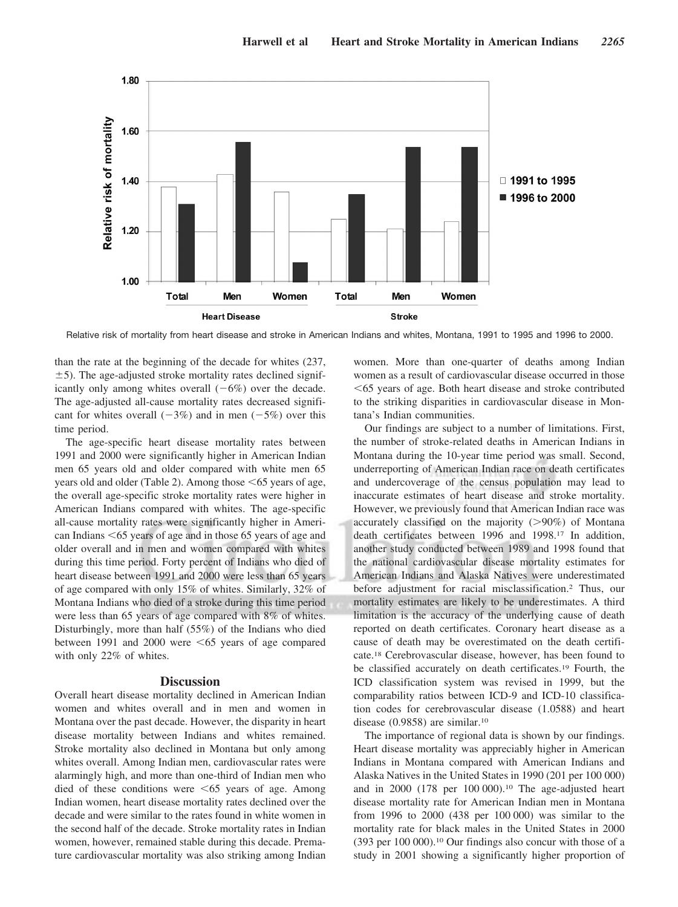Relative risk of mortality from heart disease and stroke in American Indians and whites, Montana, 1991 to 1995 and 1996 to 2000.

than the rate at the beginning of the decade for whites (237, ±5). The age-adjusted stroke mortality rates declined significantly only among whites overall (−6%) over the decade. The age-adjusted all-cause mortality rates decreased significant for whites overall (−3%) and in men (−5%) over this time period.

The age-specific heart disease mortality rates between 1991 and 2000 were significantly higher in American Indian men 65 years old and older compared with white men 65 years old and older (Table 2). Among those <65 years of age, the overall age-specific stroke mortality rates were higher in American Indians compared with whites. The age-specific all-cause mortality rates were significantly higher in American Indians <65 years of age and in those 65 years of age and older overall and in men and women compared with whites during this time period. Forty percent of Indians who died of heart disease between 1991 and 2000 were less than 65 years of age compared with only 15% of whites. Similarly, 32% of Montana Indians who died of a stroke during this time period were less than 65 years of age compared with 8% of whites. Disturbingly, more than half (55%) of the Indians who died between 1991 and 2000 were <65 years of age compared with only 22% of whites.

## Discussion

Overall heart disease mortality declined in American Indian women and whites overall and in men and women in Montana over the past decade. However, the disparity in heart disease mortality between Indians and whites remained. Stroke mortality also declined in Montana but only among whites overall. Among Indian men, cardiovascular rates were alarmingly high, and more than one-third of Indian men who died of these conditions were <65 years of age. Among Indian women, heart disease mortality rates declined over the decade and were similar to the rates found in white women in the second half of the decade. Stroke mortality rates in Indian women, however, remained stable during this decade. Premature cardiovascular mortality was also striking among Indian women. More than one-quarter of deaths among Indian women as a result of cardiovascular disease occurred in those <65 years of age. Both heart disease and stroke contributed to the striking disparities in cardiovascular disease in Montana's Indian communities.

Our findings are subject to a number of limitations. First, the number of stroke-related deaths in American Indians in Montana during the 10-year time period was small. Second, underreporting of American Indian race on death certificates and undercoverage of the census population may lead to inaccurate estimates of heart disease and stroke mortality. However, we previously found that American Indian race was accurately classified on the majority (>90%) of Montana death certificates between 1996 and 1998.[17] In addition, another study conducted between 1989 and 1998 found that the national cardiovascular disease mortality estimates for American Indians and Alaska Natives were underestimated before adjustment for racial misclassification.[2] Thus, our mortality estimates are likely to be underestimates. A third limitation is the accuracy of the underlying cause of death reported on death certificates. Coronary heart disease as a cause of death may be overestimated on the death certificate.[18] Cerebrovascular disease, however, has been found to be classified accurately on death certificates.[19] Fourth, the ICD classification system was revised in 1999, but the comparability ratios between ICD-9 and ICD-10 classification codes for cerebrovascular disease (1.0588) and heart disease (0.9858) are similar.[10]

The importance of regional data is shown by our findings. Heart disease mortality was appreciably higher in American Indians in Montana compared with American Indians and Alaska Natives in the United States in 1990 (201 per 100 000) and in 2000 (178 per 100 000).[10] The age-adjusted heart disease mortality rate for American Indian men in Montana from 1996 to 2000 (438 per 100 000) was similar to the mortality rate for black males in the United States in 2000 (393 per 100 000).[10] Our findings also concur with those of a study in 2001 showing a significantly higher proportion of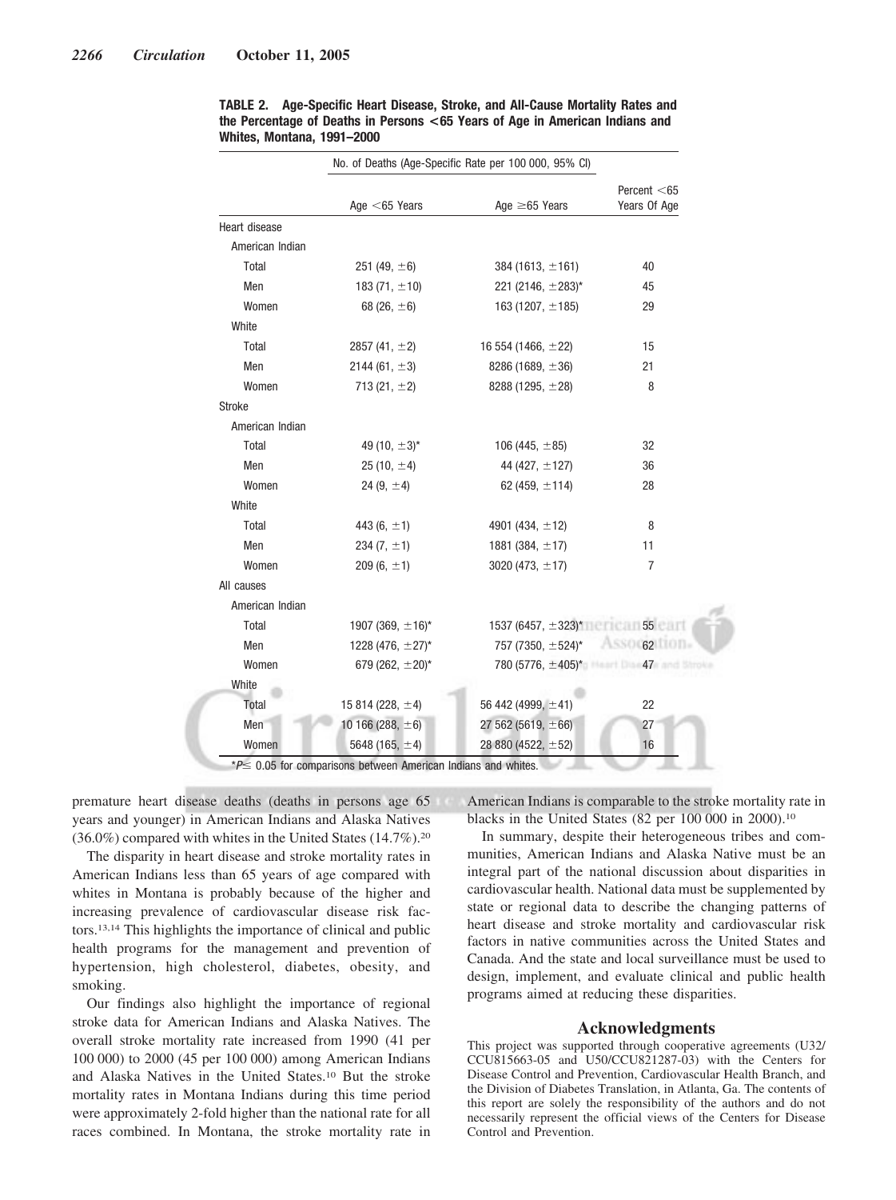**TABLE 2. Age-Specific Heart Disease, Stroke, and All-Cause Mortality Rates and the Percentage of Deaths in Persons <65 Years of Age in American Indians and Whites, Montana, 1991–2000**

| | No. of Deaths (Age-Specific Rate per 100 000, 95% CI) | | |
|---|---|---|---|
| | Age <65 Years | Age ≥65 Years | Percent <65 Years Of Age |
| Heart disease | | | |
| American Indian | | | |
| Total | 251 (49, ±6) | 384 (1613, ±161) | 40 |
| Men | 183 (71, ±10) | 221 (2146, ±283)* | 45 |
| Women | 68 (26, ±6) | 163 (1207, ±185) | 29 |
| White | | | |
| Total | 2857 (41, ±2) | 16 554 (1466, ±22) | 15 |
| Men | 2144 (61, ±3) | 8286 (1689, ±36) | 21 |
| Women | 713 (21, ±2) | 8288 (1295, ±28) | 8 |
| Stroke | | | |
| American Indian | | | |
| Total | 49 (10, ±3)* | 106 (445, ±85) | 32 |
| Men | 25 (10, ±4) | 44 (427, ±127) | 36 |
| Women | 24 (9, ±4) | 62 (459, ±114) | 28 |
| White | | | |
| Total | 443 (6, ±1) | 4901 (434, ±12) | 8 |
| Men | 234 (7, ±1) | 1881 (384, ±17) | 11 |
| Women | 209 (6, ±1) | 3020 (473, ±17) | 7 |
| All causes | | | |
| American Indian | | | |
| Total | 1907 (369, ±16)* | 1537 (6457, ±323)* | 55 |
| Men | 1228 (476, ±27)* | 757 (7350, ±524)* | 62 |
| Women | 679 (262, ±20)* | 780 (5776, ±405)* | 47 |
| White | | | |
| Total | 15 814 (228, ±4) | 56 442 (4999, ±41) | 22 |
| Men | 10 166 (288, ±6) | 27 562 (5619, ±66) | 27 |
| Women | 5648 (165, ±4) | 28 880 (4522, ±52) | 16 |

*$P \leq 0.05$ for comparisons between American Indians and whites.

premature heart disease deaths (deaths in persons age 65 years and younger) in American Indians and Alaska Natives (36.0%) compared with whites in the United States (14.7%).[20]

The disparity in heart disease and stroke mortality rates in American Indians less than 65 years of age compared with whites in Montana is probably because of the higher and increasing prevalence of cardiovascular disease risk factors.[13,14] This highlights the importance of clinical and public health programs for the management and prevention of hypertension, high cholesterol, diabetes, obesity, and smoking.

Our findings also highlight the importance of regional stroke data for American Indians and Alaska Natives. The overall stroke mortality rate increased from 1990 (41 per 100 000) to 2000 (45 per 100 000) among American Indians and Alaska Natives in the United States.[10] But the stroke mortality rates in Montana Indians during this time period were approximately 2-fold higher than the national rate for all races combined. In Montana, the stroke mortality rate in American Indians is comparable to the stroke mortality rate in blacks in the United States (82 per 100 000 in 2000).[10]

In summary, despite their heterogeneous tribes and communities, American Indians and Alaska Native must be an integral part of the national discussion about disparities in cardiovascular health. National data must be supplemented by state or regional data to describe the changing patterns of heart disease and stroke mortality and cardiovascular risk factors in native communities across the United States and Canada. And the state and local surveillance must be used to design, implement, and evaluate clinical and public health programs aimed at reducing these disparities.

## Acknowledgments

This project was supported through cooperative agreements (U32/CCU815663-05 and U50/CCU821287-03) with the Centers for Disease Control and Prevention, Cardiovascular Health Branch, and the Division of Diabetes Translation, in Atlanta, Ga. The contents of this report are solely the responsibility of the authors and do not necessarily represent the official views of the Centers for Disease Control and Prevention.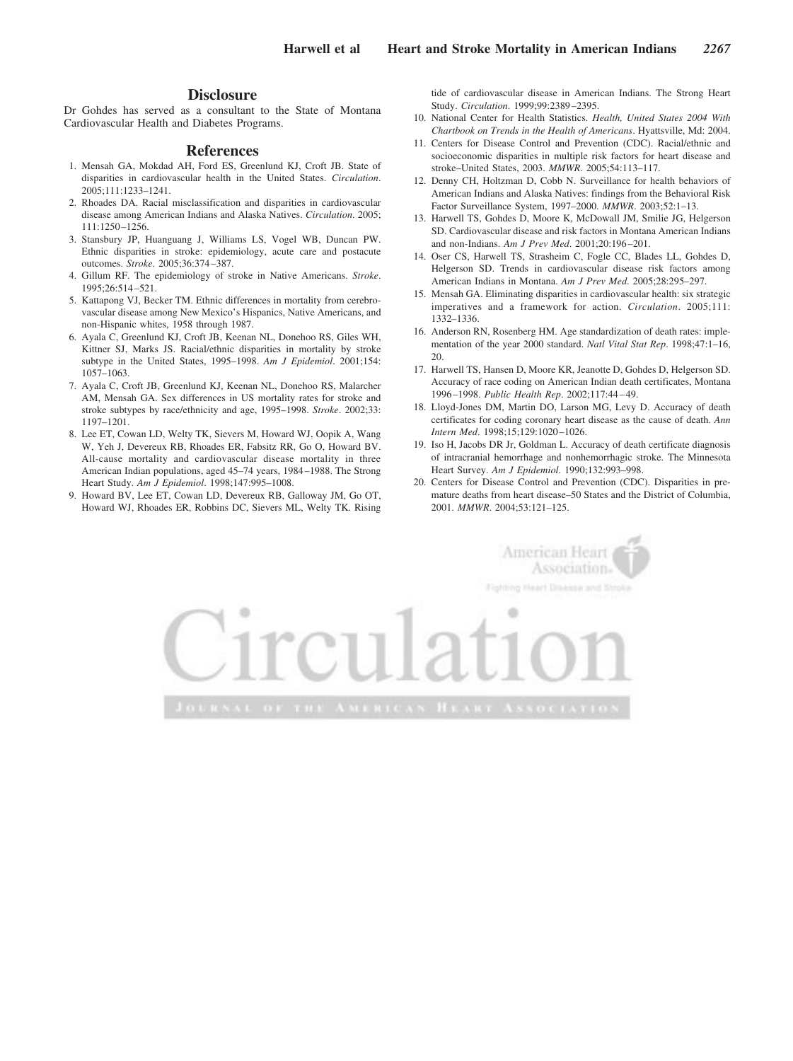## Disclosure

Dr Gohdes has served as a consultant to the State of Montana Cardiovascular Health and Diabetes Programs.

## References

1. Mensah GA, Mokdad AH, Ford ES, Greenlund KJ, Croft JB. State of disparities in cardiovascular health in the United States. *Circulation*. 2005;111:1233–1241.
2. Rhoades DA. Racial misclassification and disparities in cardiovascular disease among American Indians and Alaska Natives. *Circulation*. 2005; 111:1250–1256.
3. Stansbury JP, Huanguang J, Williams LS, Vogel WB, Duncan PW. Ethnic disparities in stroke: epidemiology, acute care and postacute outcomes. *Stroke*. 2005;36:374–387.
4. Gillum RF. The epidemiology of stroke in Native Americans. *Stroke*. 1995;26:514–521.
5. Kattapong VJ, Becker TM. Ethnic differences in mortality from cerebrovascular disease among New Mexico's Hispanics, Native Americans, and non-Hispanic whites, 1958 through 1987.
6. Ayala C, Greenlund KJ, Croft JB, Keenan NL, Donehoo RS, Giles WH, Kittner SJ, Marks JS. Racial/ethnic disparities in mortality by stroke subtype in the United States, 1995–1998. *Am J Epidemiol*. 2001;154: 1057–1063.
7. Ayala C, Croft JB, Greenlund KJ, Keenan NL, Donehoo RS, Malarcher AM, Mensah GA. Sex differences in US mortality rates for stroke and stroke subtypes by race/ethnicity and age, 1995–1998. *Stroke*. 2002;33: 1197–1201.
8. Lee ET, Cowan LD, Welty TK, Sievers M, Howard WJ, Oopik A, Wang W, Yeh J, Devereux RB, Rhoades ER, Fabsitz RR, Go O, Howard BV. All-cause mortality and cardiovascular disease mortality in three American Indian populations, aged 45–74 years, 1984–1988. The Strong Heart Study. *Am J Epidemiol*. 1998;147:995–1008.
9. Howard BV, Lee ET, Cowan LD, Devereux RB, Galloway JM, Go OT, Howard WJ, Rhoades ER, Robbins DC, Sievers ML, Welty TK. Rising tide of cardiovascular disease in American Indians. The Strong Heart Study. *Circulation*. 1999;99:2389–2395.
10. National Center for Health Statistics. *Health, United States 2004 With Chartbook on Trends in the Health of Americans*. Hyattsville, Md: 2004.
11. Centers for Disease Control and Prevention (CDC). Racial/ethnic and socioeconomic disparities in multiple risk factors for heart disease and stroke–United States, 2003. *MMWR*. 2005;54:113–117.
12. Denny CH, Holtzman D, Cobb N. Surveillance for health behaviors of American Indians and Alaska Natives: findings from the Behavioral Risk Factor Surveillance System, 1997–2000. *MMWR*. 2003;52:1–13.
13. Harwell TS, Gohdes D, Moore K, McDowall JM, Smilie JG, Helgerson SD. Cardiovascular disease and risk factors in Montana American Indians and non-Indians. *Am J Prev Med*. 2001;20:196–201.
14. Oser CS, Harwell TS, Strasheim C, Fogle CC, Blades LL, Gohdes D, Helgerson SD. Trends in cardiovascular disease risk factors among American Indians in Montana. *Am J Prev Med*. 2005;28:295–297.
15. Mensah GA. Eliminating disparities in cardiovascular health: six strategic imperatives and a framework for action. *Circulation*. 2005;111: 1332–1336.
16. Anderson RN, Rosenberg HM. Age standardization of death rates: implementation of the year 2000 standard. *Natl Vital Stat Rep*. 1998;47:1–16, 20.
17. Harwell TS, Hansen D, Moore KR, Jeanotte D, Gohdes D, Helgerson SD. Accuracy of race coding on American Indian death certificates, Montana 1996–1998. *Public Health Rep*. 2002;117:44–49.
18. Lloyd-Jones DM, Martin DO, Larson MG, Levy D. Accuracy of death certificates for coding coronary heart disease as the cause of death. *Ann Intern Med*. 1998;15;129:1020–1026.
19. Iso H, Jacobs DR Jr, Goldman L. Accuracy of death certificate diagnosis of intracranial hemorrhage and nonhemorrhagic stroke. The Minnesota Heart Survey. *Am J Epidemiol*. 1990;132:993–998.
20. Centers for Disease Control and Prevention (CDC). Disparities in premature deaths from heart disease–50 States and the District of Columbia, 2001. *MMWR*. 2004;53:121–125.